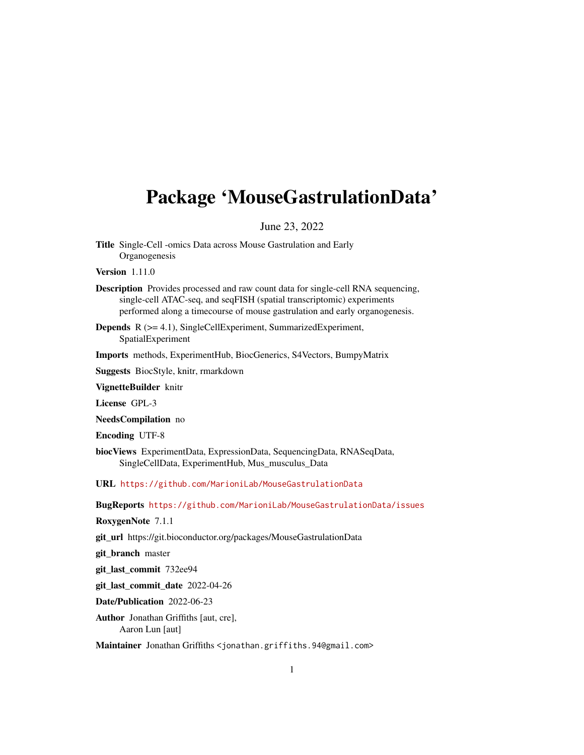# Package 'MouseGastrulationData'

June 23, 2022

**Title** Single-Cell -omics Data across Mouse Gastrulation and Early Organogenesis

**Version** 1.11.0

**Description** Provides processed and raw count data for single-cell RNA sequencing, single-cell ATAC-seq, and seqFISH (spatial transcriptomic) experiments performed along a timecourse of mouse gastrulation and early organogenesis.

**Depends** R (>= 4.1), SingleCellExperiment, SummarizedExperiment, SpatialExperiment

**Imports** methods, ExperimentHub, BiocGenerics, S4Vectors, BumpyMatrix

**Suggests** BiocStyle, knitr, rmarkdown

**VignetteBuilder** knitr

**License** GPL-3

**NeedsCompilation** no

**Encoding** UTF-8

**biocViews** ExperimentData, ExpressionData, SequencingData, RNASeqData, SingleCellData, ExperimentHub, Mus_musculus_Data

**URL** https://github.com/MarioniLab/MouseGastrulationData

**BugReports** https://github.com/MarioniLab/MouseGastrulationData/issues

**RoxygenNote** 7.1.1

**git_url** https://git.bioconductor.org/packages/MouseGastrulationData

**git_branch** master

**git_last_commit** 732ee94

**git_last_commit_date** 2022-04-26

**Date/Publication** 2022-06-23

**Author** Jonathan Griffiths [aut, cre], Aaron Lun [aut]

**Maintainer** Jonathan Griffiths <jonathan.griffiths.94@gmail.com>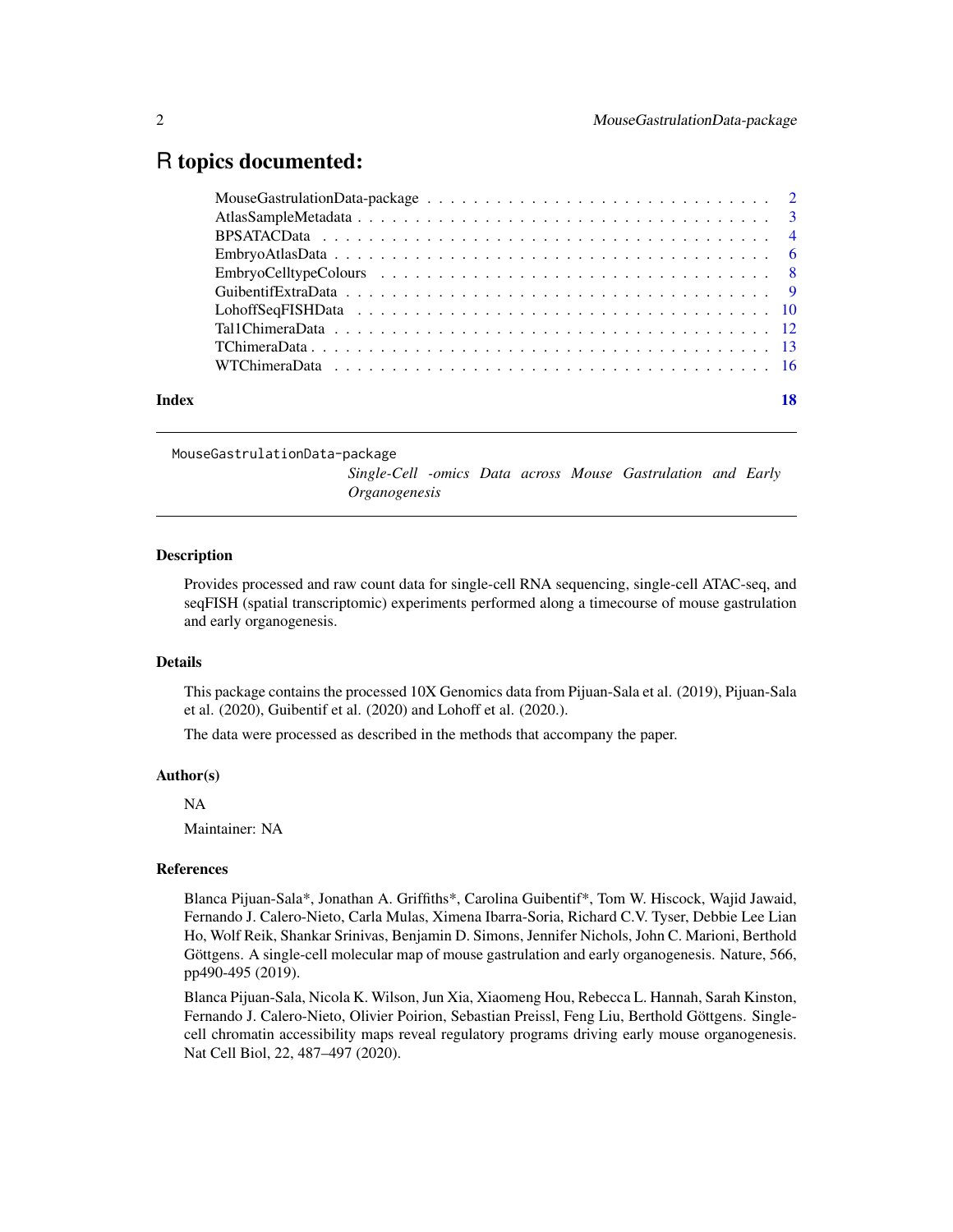# R topics documented:

- MouseGastrulationData-package . . . . . . . . . . . . . . . . . . . . . . . . . . . . . . 2
- AtlasSampleMetadata . . . . . . . . . . . . . . . . . . . . . . . . . . . . . . . . . . . 3
- BPSATACData . . . . . . . . . . . . . . . . . . . . . . . . . . . . . . . . . . . . . . . 4
- EmbryoAtlasData . . . . . . . . . . . . . . . . . . . . . . . . . . . . . . . . . . . . . 6
- EmbryoCelltypeColours . . . . . . . . . . . . . . . . . . . . . . . . . . . . . . . . . . 8
- GuibentifExtraData . . . . . . . . . . . . . . . . . . . . . . . . . . . . . . . . . . . . 9
- LohoffSeqFISHData . . . . . . . . . . . . . . . . . . . . . . . . . . . . . . . . . . . . 10
- Tal1ChimeraData . . . . . . . . . . . . . . . . . . . . . . . . . . . . . . . . . . . . . 12
- TChimeraData . . . . . . . . . . . . . . . . . . . . . . . . . . . . . . . . . . . . . . . 13
- WTChimeraData . . . . . . . . . . . . . . . . . . . . . . . . . . . . . . . . . . . . . . 16

**Index** **18**

---

MouseGastrulationData-package

*Single-Cell -omics Data across Mouse Gastrulation and Early Organogenesis*

---

## Description

Provides processed and raw count data for single-cell RNA sequencing, single-cell ATAC-seq, and seqFISH (spatial transcriptomic) experiments performed along a timecourse of mouse gastrulation and early organogenesis.

## Details

This package contains the processed 10X Genomics data from Pijuan-Sala et al. (2019), Pijuan-Sala et al. (2020), Guibentif et al. (2020) and Lohoff et al. (2020.).

The data were processed as described in the methods that accompany the paper.

## Author(s)

NA

Maintainer: NA

## References

Blanca Pijuan-Sala*, Jonathan A. Griffiths*, Carolina Guibentif*, Tom W. Hiscock, Wajid Jawaid, Fernando J. Calero-Nieto, Carla Mulas, Ximena Ibarra-Soria, Richard C.V. Tyser, Debbie Lee Lian Ho, Wolf Reik, Shankar Srinivas, Benjamin D. Simons, Jennifer Nichols, John C. Marioni, Berthold Göttgens. A single-cell molecular map of mouse gastrulation and early organogenesis. Nature, 566, pp490-495 (2019).

Blanca Pijuan-Sala, Nicola K. Wilson, Jun Xia, Xiaomeng Hou, Rebecca L. Hannah, Sarah Kinston, Fernando J. Calero-Nieto, Olivier Poirion, Sebastian Preissl, Feng Liu, Berthold Göttgens. Single-cell chromatin accessibility maps reveal regulatory programs driving early mouse organogenesis. Nat Cell Biol, 22, 487–497 (2020).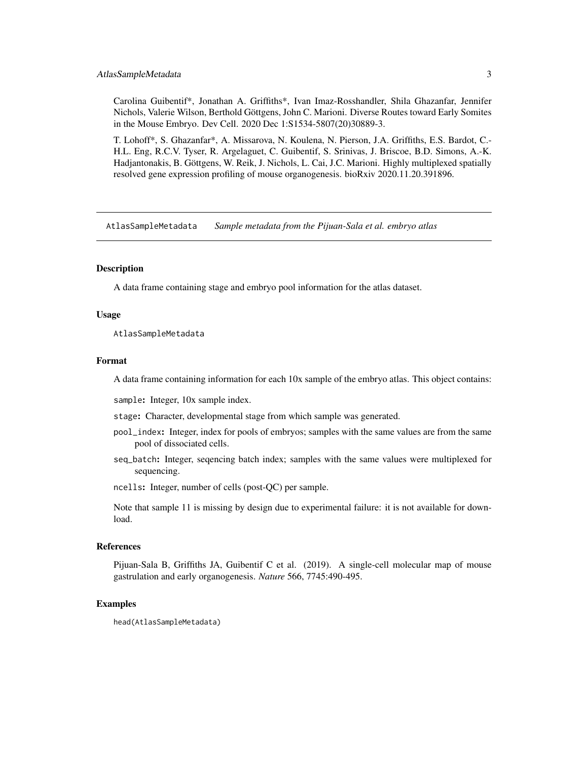Carolina Guibentif*, Jonathan A. Griffiths*, Ivan Imaz-Rosshandler, Shila Ghazanfar, Jennifer Nichols, Valerie Wilson, Berthold Göttgens, John C. Marioni. Diverse Routes toward Early Somites in the Mouse Embryo. Dev Cell. 2020 Dec 1:S1534-5807(20)30889-3.

T. Lohoff*, S. Ghazanfar*, A. Missarova, N. Koulena, N. Pierson, J.A. Griffiths, E.S. Bardot, C.-H.L. Eng, R.C.V. Tyser, R. Argelaguet, C. Guibentif, S. Srinivas, J. Briscoe, B.D. Simons, A.-K. Hadjantonakis, B. Göttgens, W. Reik, J. Nichols, L. Cai, J.C. Marioni. Highly multiplexed spatially resolved gene expression profiling of mouse organogenesis. bioRxiv 2020.11.20.391896.

---

## AtlasSampleMetadata *Sample metadata from the Pijuan-Sala et al. embryo atlas*

---

### Description

A data frame containing stage and embryo pool information for the atlas dataset.

### Usage

```
AtlasSampleMetadata
```

### Format

A data frame containing information for each 10x sample of the embryo atlas. This object contains:

- `sample`: Integer, 10x sample index.
- `stage`: Character, developmental stage from which sample was generated.
- `pool_index`: Integer, index for pools of embryos; samples with the same values are from the same pool of dissociated cells.
- `seq_batch`: Integer, seqencing batch index; samples with the same values were multiplexed for sequencing.
- `ncells`: Integer, number of cells (post-QC) per sample.

Note that sample 11 is missing by design due to experimental failure: it is not available for download.

### References

Pijuan-Sala B, Griffiths JA, Guibentif C et al. (2019). A single-cell molecular map of mouse gastrulation and early organogenesis. *Nature* 566, 7745:490-495.

### Examples

```
head(AtlasSampleMetadata)
```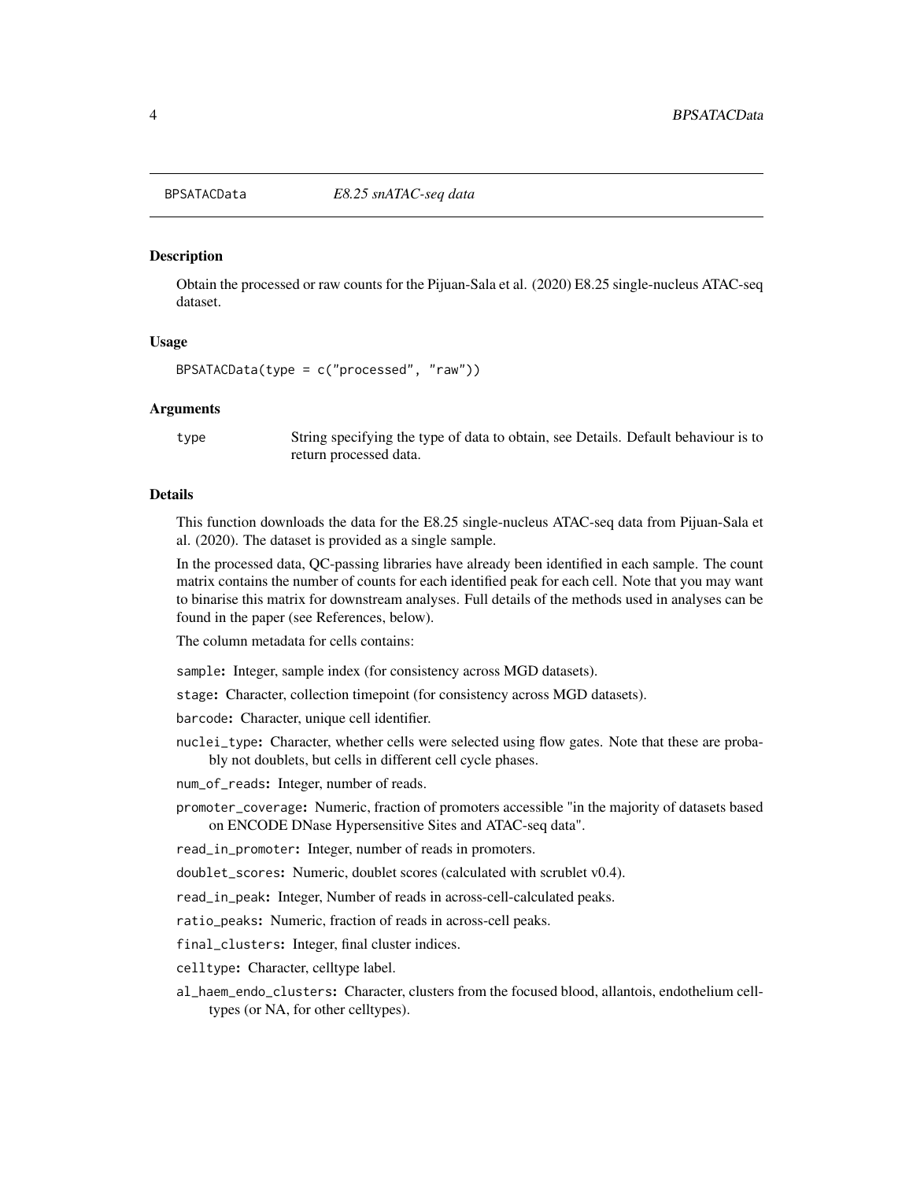`BPSATACData` *E8.25 snATAC-seq data*

## Description

Obtain the processed or raw counts for the Pijuan-Sala et al. (2020) E8.25 single-nucleus ATAC-seq dataset.

## Usage

```
BPSATACData(type = c("processed", "raw"))
```

## Arguments

| | |
|---|---|
| type | String specifying the type of data to obtain, see Details. Default behaviour is to return processed data. |

## Details

This function downloads the data for the E8.25 single-nucleus ATAC-seq data from Pijuan-Sala et al. (2020). The dataset is provided as a single sample.

In the processed data, QC-passing libraries have already been identified in each sample. The count matrix contains the number of counts for each identified peak for each cell. Note that you may want to binarise this matrix for downstream analyses. Full details of the methods used in analyses can be found in the paper (see References, below).

The column metadata for cells contains:

- `sample`: Integer, sample index (for consistency across MGD datasets).
- `stage`: Character, collection timepoint (for consistency across MGD datasets).
- `barcode`: Character, unique cell identifier.
- `nuclei_type`: Character, whether cells were selected using flow gates. Note that these are probably not doublets, but cells in different cell cycle phases.
- `num_of_reads`: Integer, number of reads.
- `promoter_coverage`: Numeric, fraction of promoters accessible "in the majority of datasets based on ENCODE DNase Hypersensitive Sites and ATAC-seq data".
- `read_in_promoter`: Integer, number of reads in promoters.
- `doublet_scores`: Numeric, doublet scores (calculated with scrublet v0.4).
- `read_in_peak`: Integer, Number of reads in across-cell-calculated peaks.
- `ratio_peaks`: Numeric, fraction of reads in across-cell peaks.
- `final_clusters`: Integer, final cluster indices.
- `celltype`: Character, celltype label.
- `al_haem_endo_clusters`: Character, clusters from the focused blood, allantois, endothelium celltypes (or NA, for other celltypes).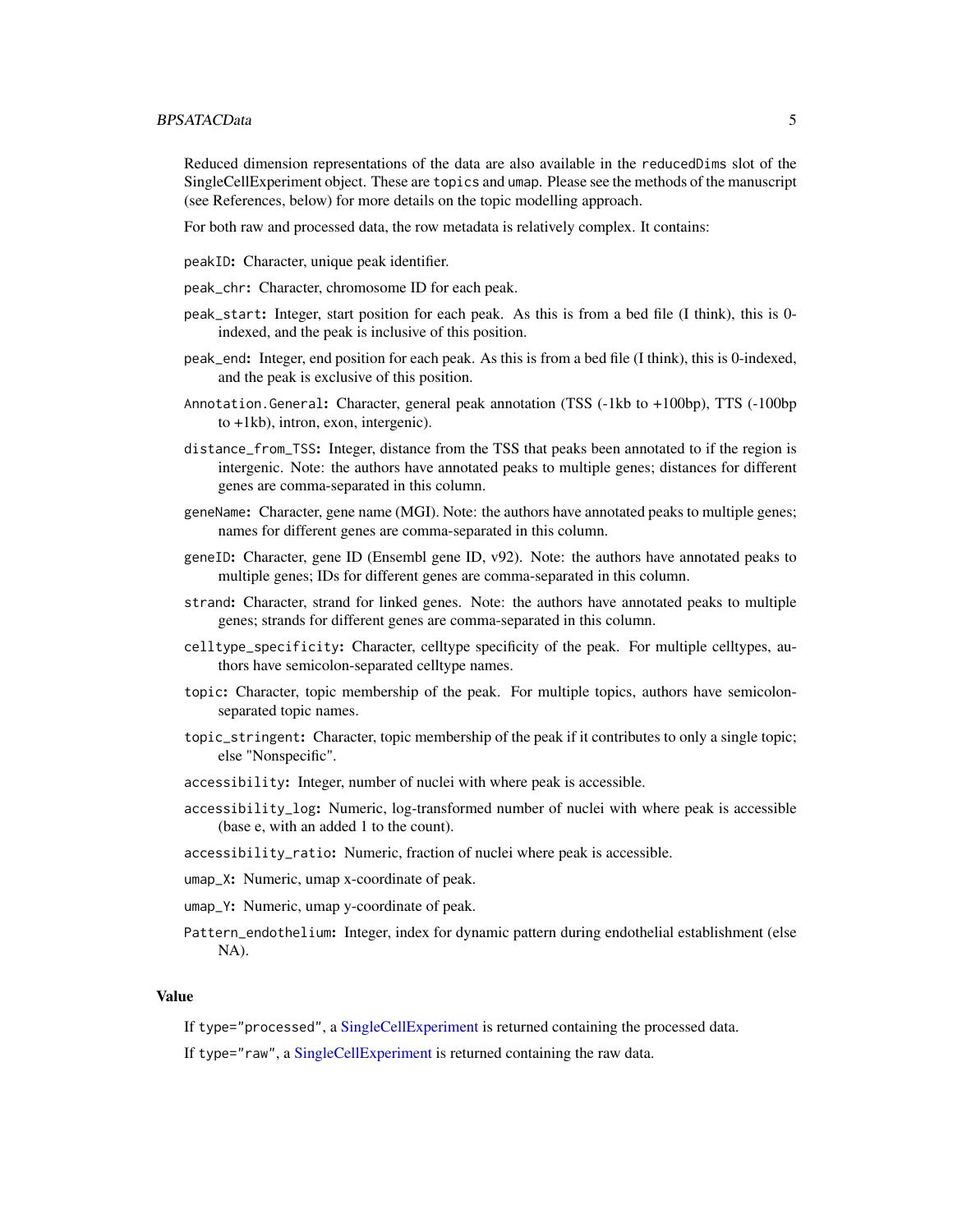Reduced dimension representations of the data are also available in the `reducedDims` slot of the SingleCellExperiment object. These are `topics` and `umap`. Please see the methods of the manuscript (see References, below) for more details on the topic modelling approach.

For both raw and processed data, the row metadata is relatively complex. It contains:

**`peakID`:** Character, unique peak identifier.

**`peak_chr`:** Character, chromosome ID for each peak.

**`peak_start`:** Integer, start position for each peak. As this is from a bed file (I think), this is 0-indexed, and the peak is inclusive of this position.

**`peak_end`:** Integer, end position for each peak. As this is from a bed file (I think), this is 0-indexed, and the peak is exclusive of this position.

**`Annotation.General`:** Character, general peak annotation (TSS (-1kb to +100bp), TTS (-100bp to +1kb), intron, exon, intergenic).

**`distance_from_TSS`:** Integer, distance from the TSS that peaks been annotated to if the region is intergenic. Note: the authors have annotated peaks to multiple genes; distances for different genes are comma-separated in this column.

**`geneName`:** Character, gene name (MGI). Note: the authors have annotated peaks to multiple genes; names for different genes are comma-separated in this column.

**`geneID`:** Character, gene ID (Ensembl gene ID, v92). Note: the authors have annotated peaks to multiple genes; IDs for different genes are comma-separated in this column.

**`strand`:** Character, strand for linked genes. Note: the authors have annotated peaks to multiple genes; strands for different genes are comma-separated in this column.

**`celltype_specificity`:** Character, celltype specificity of the peak. For multiple celltypes, authors have semicolon-separated celltype names.

**`topic`:** Character, topic membership of the peak. For multiple topics, authors have semicolon-separated topic names.

**`topic_stringent`:** Character, topic membership of the peak if it contributes to only a single topic; else "Nonspecific".

**`accessibility`:** Integer, number of nuclei with where peak is accessible.

**`accessibility_log`:** Numeric, log-transformed number of nuclei with where peak is accessible (base e, with an added 1 to the count).

**`accessibility_ratio`:** Numeric, fraction of nuclei where peak is accessible.

**`umap_X`:** Numeric, umap x-coordinate of peak.

**`umap_Y`:** Numeric, umap y-coordinate of peak.

**`Pattern_endothelium`:** Integer, index for dynamic pattern during endothelial establishment (else NA).

## Value

If `type="processed"`, a SingleCellExperiment is returned containing the processed data.

If `type="raw"`, a SingleCellExperiment is returned containing the raw data.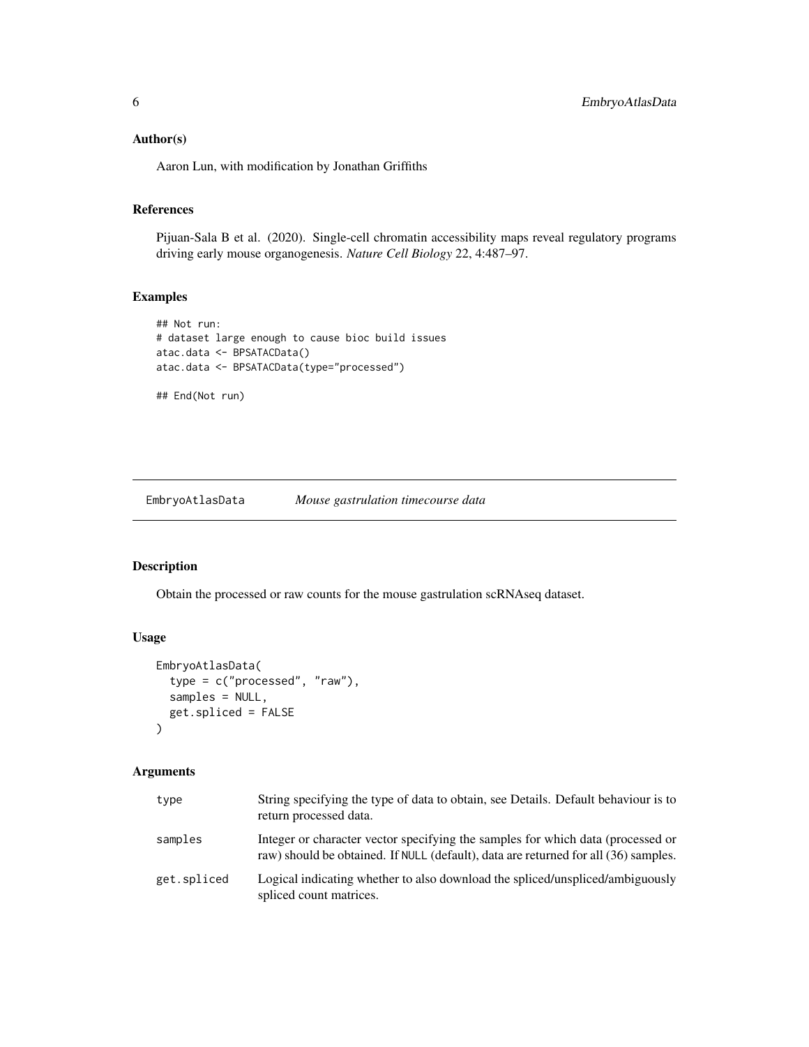### Author(s)

Aaron Lun, with modification by Jonathan Griffiths

### References

Pijuan-Sala B et al. (2020). Single-cell chromatin accessibility maps reveal regulatory programs driving early mouse organogenesis. *Nature Cell Biology* 22, 4:487–97.

### Examples

```
## Not run:
# dataset large enough to cause bioc build issues
atac.data <- BPSATACData()
atac.data <- BPSATACData(type="processed")

## End(Not run)
```

---

## EmbryoAtlasData    *Mouse gastrulation timecourse data*

---

### Description

Obtain the processed or raw counts for the mouse gastrulation scRNAseq dataset.

### Usage

```
EmbryoAtlasData(
  type = c("processed", "raw"),
  samples = NULL,
  get.spliced = FALSE
)
```

### Arguments

| | |
|---|---|
| type | String specifying the type of data to obtain, see Details. Default behaviour is to return processed data. |
| samples | Integer or character vector specifying the samples for which data (processed or raw) should be obtained. If NULL (default), data are returned for all (36) samples. |
| get.spliced | Logical indicating whether to also download the spliced/unspliced/ambiguously spliced count matrices. |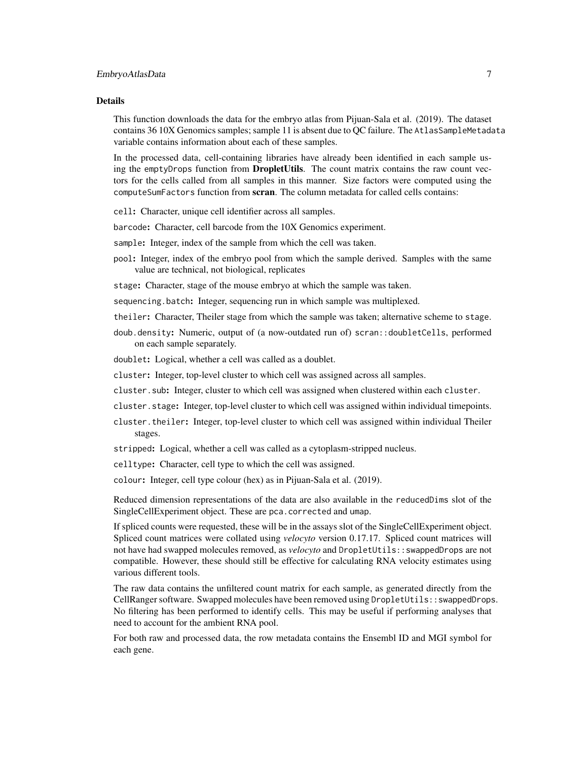### Details

This function downloads the data for the embryo atlas from Pijuan-Sala et al. (2019). The dataset contains 36 10X Genomics samples; sample 11 is absent due to QC failure. The `AtlasSampleMetadata` variable contains information about each of these samples.

In the processed data, cell-containing libraries have already been identified in each sample using the `emptyDrops` function from **DropletUtils**. The count matrix contains the raw count vectors for the cells called from all samples in this manner. Size factors were computed using the `computeSumFactors` function from **scran**. The column metadata for called cells contains:

- `cell`: Character, unique cell identifier across all samples.
- `barcode`: Character, cell barcode from the 10X Genomics experiment.
- `sample`: Integer, index of the sample from which the cell was taken.
- `pool`: Integer, index of the embryo pool from which the sample derived. Samples with the same value are technical, not biological, replicates
- `stage`: Character, stage of the mouse embryo at which the sample was taken.
- `sequencing.batch`: Integer, sequencing run in which sample was multiplexed.
- `theiler`: Character, Theiler stage from which the sample was taken; alternative scheme to `stage`.
- `doub.density`: Numeric, output of (a now-outdated run of) `scran::doubletCells`, performed on each sample separately.
- `doublet`: Logical, whether a cell was called as a doublet.
- `cluster`: Integer, top-level cluster to which cell was assigned across all samples.
- `cluster.sub`: Integer, cluster to which cell was assigned when clustered within each `cluster`.
- `cluster.stage`: Integer, top-level cluster to which cell was assigned within individual timepoints.
- `cluster.theiler`: Integer, top-level cluster to which cell was assigned within individual Theiler stages.
- `stripped`: Logical, whether a cell was called as a cytoplasm-stripped nucleus.
- `celltype`: Character, cell type to which the cell was assigned.
- `colour`: Integer, cell type colour (hex) as in Pijuan-Sala et al. (2019).

Reduced dimension representations of the data are also available in the `reducedDims` slot of the SingleCellExperiment object. These are `pca.corrected` and `umap`.

If spliced counts were requested, these will be in the assays slot of the SingleCellExperiment object. Spliced count matrices were collated using *velocyto* version 0.17.17. Spliced count matrices will not have had swapped molecules removed, as *velocyto* and `DropletUtils::swappedDrops` are not compatible. However, these should still be effective for calculating RNA velocity estimates using various different tools.

The raw data contains the unfiltered count matrix for each sample, as generated directly from the CellRanger software. Swapped molecules have been removed using `DropletUtils::swappedDrops`. No filtering has been performed to identify cells. This may be useful if performing analyses that need to account for the ambient RNA pool.

For both raw and processed data, the row metadata contains the Ensembl ID and MGI symbol for each gene.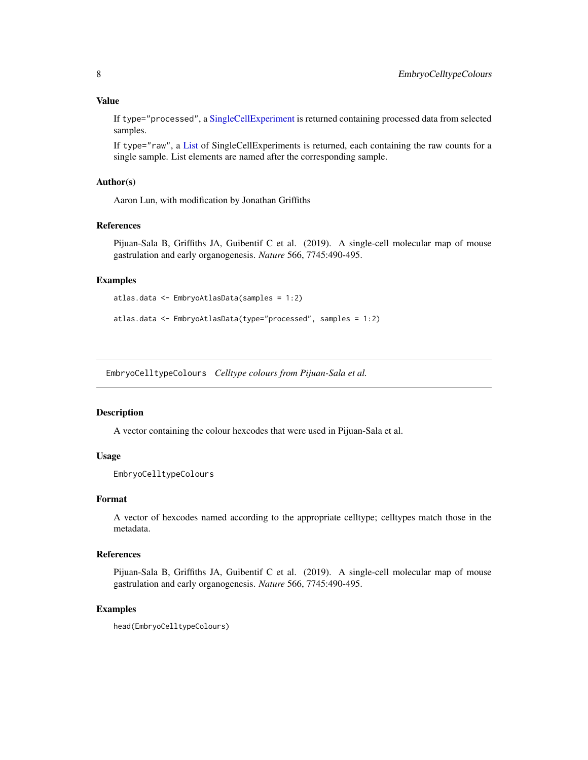### Value

If `type="processed"`, a SingleCellExperiment is returned containing processed data from selected samples.

If `type="raw"`, a List of SingleCellExperiments is returned, each containing the raw counts for a single sample. List elements are named after the corresponding sample.

### Author(s)

Aaron Lun, with modification by Jonathan Griffiths

### References

Pijuan-Sala B, Griffiths JA, Guibentif C et al. (2019). A single-cell molecular map of mouse gastrulation and early organogenesis. *Nature* 566, 7745:490-495.

### Examples

```
atlas.data <- EmbryoAtlasData(samples = 1:2)

atlas.data <- EmbryoAtlasData(type="processed", samples = 1:2)
```

---

## EmbryoCelltypeColours *Celltype colours from Pijuan-Sala et al.*

---

### Description

A vector containing the colour hexcodes that were used in Pijuan-Sala et al.

### Usage

```
EmbryoCelltypeColours
```

### Format

A vector of hexcodes named according to the appropriate celltype; celltypes match those in the metadata.

### References

Pijuan-Sala B, Griffiths JA, Guibentif C et al. (2019). A single-cell molecular map of mouse gastrulation and early organogenesis. *Nature* 566, 7745:490-495.

### Examples

```
head(EmbryoCelltypeColours)
```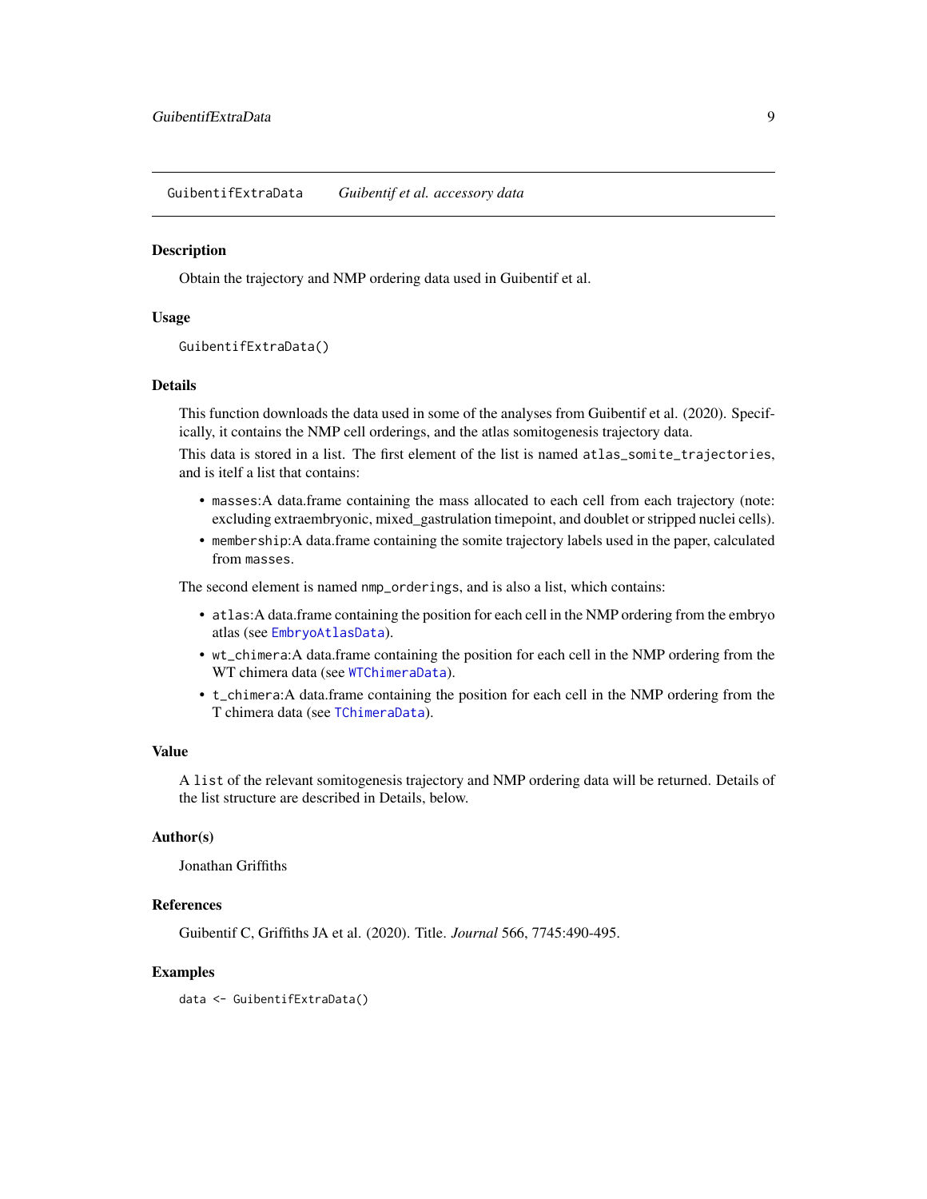GuibentifExtraData    *Guibentif et al. accessory data*

## Description

Obtain the trajectory and NMP ordering data used in Guibentif et al.

## Usage

```
GuibentifExtraData()
```

## Details

This function downloads the data used in some of the analyses from Guibentif et al. (2020). Specifically, it contains the NMP cell orderings, and the atlas somitogenesis trajectory data.

This data is stored in a list. The first element of the list is named `atlas_somite_trajectories`, and is itelf a list that contains:

- `masses`:A data.frame containing the mass allocated to each cell from each trajectory (note: excluding extraembryonic, mixed_gastrulation timepoint, and doublet or stripped nuclei cells).
- `membership`:A data.frame containing the somite trajectory labels used in the paper, calculated from `masses`.

The second element is named `nmp_orderings`, and is also a list, which contains:

- `atlas`:A data.frame containing the position for each cell in the NMP ordering from the embryo atlas (see `EmbryoAtlasData`).
- `wt_chimera`:A data.frame containing the position for each cell in the NMP ordering from the WT chimera data (see `WTChimeraData`).
- `t_chimera`:A data.frame containing the position for each cell in the NMP ordering from the T chimera data (see `TChimeraData`).

## Value

A `list` of the relevant somitogenesis trajectory and NMP ordering data will be returned. Details of the list structure are described in Details, below.

## Author(s)

Jonathan Griffiths

## References

Guibentif C, Griffiths JA et al. (2020). Title. *Journal* 566, 7745:490-495.

## Examples

```
data <- GuibentifExtraData()
```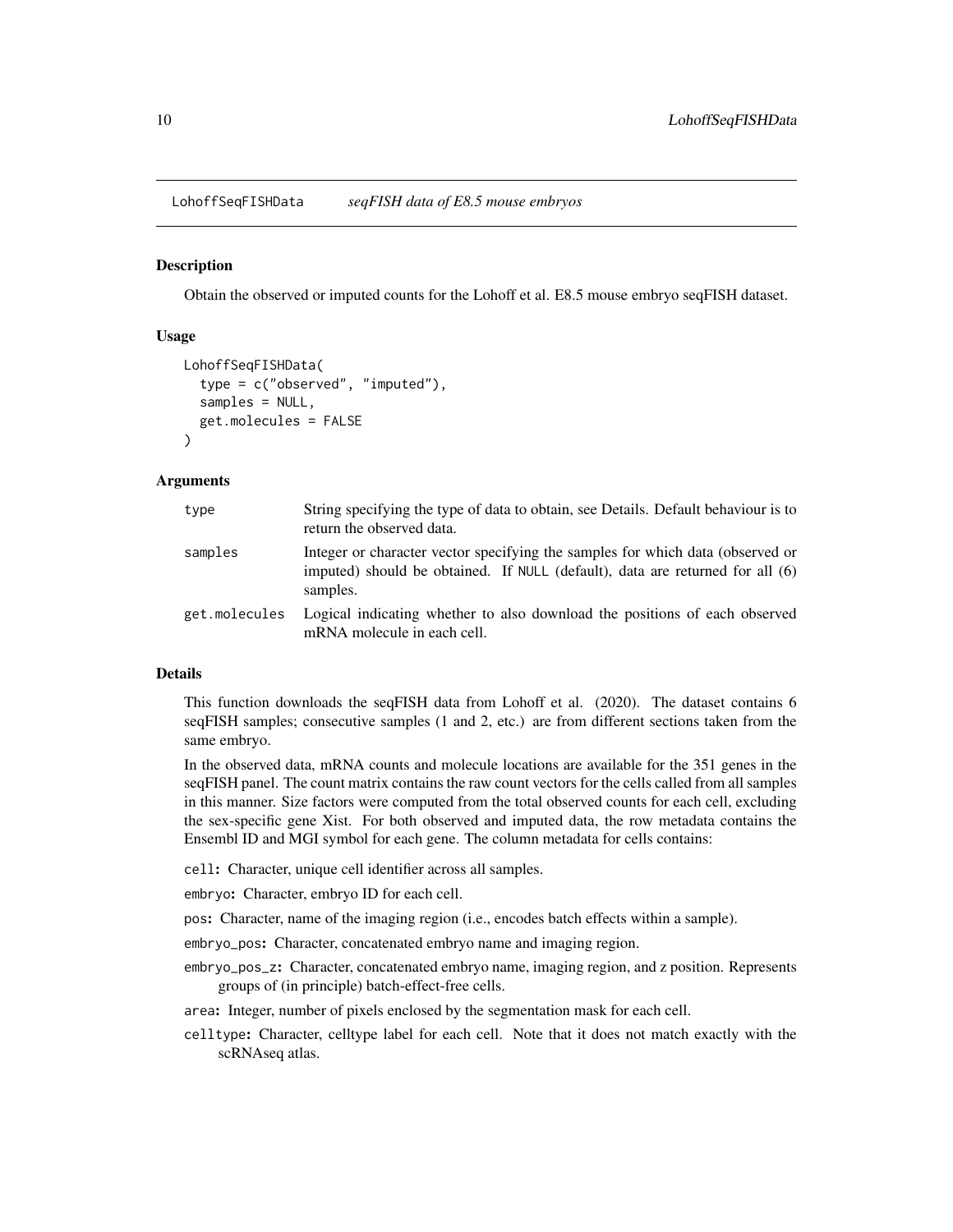## LohoffSeqFISHData — *seqFISH data of E8.5 mouse embryos*

### Description

Obtain the observed or imputed counts for the Lohoff et al. E8.5 mouse embryo seqFISH dataset.

### Usage

```
LohoffSeqFISHData(
  type = c("observed", "imputed"),
  samples = NULL,
  get.molecules = FALSE
)
```

### Arguments

| | |
|---|---|
| `type` | String specifying the type of data to obtain, see Details. Default behaviour is to return the observed data. |
| `samples` | Integer or character vector specifying the samples for which data (observed or imputed) should be obtained. If `NULL` (default), data are returned for all (6) samples. |
| `get.molecules` | Logical indicating whether to also download the positions of each observed mRNA molecule in each cell. |

### Details

This function downloads the seqFISH data from Lohoff et al. (2020). The dataset contains 6 seqFISH samples; consecutive samples (1 and 2, etc.) are from different sections taken from the same embryo.

In the observed data, mRNA counts and molecule locations are available for the 351 genes in the seqFISH panel. The count matrix contains the raw count vectors for the cells called from all samples in this manner. Size factors were computed from the total observed counts for each cell, excluding the sex-specific gene Xist. For both observed and imputed data, the row metadata contains the Ensembl ID and MGI symbol for each gene. The column metadata for cells contains:

- `cell`**:** Character, unique cell identifier across all samples.
- `embryo`**:** Character, embryo ID for each cell.
- `pos`**:** Character, name of the imaging region (i.e., encodes batch effects within a sample).
- `embryo_pos`**:** Character, concatenated embryo name and imaging region.
- `embryo_pos_z`**:** Character, concatenated embryo name, imaging region, and z position. Represents groups of (in principle) batch-effect-free cells.
- `area`**:** Integer, number of pixels enclosed by the segmentation mask for each cell.
- `celltype`**:** Character, celltype label for each cell. Note that it does not match exactly with the scRNAseq atlas.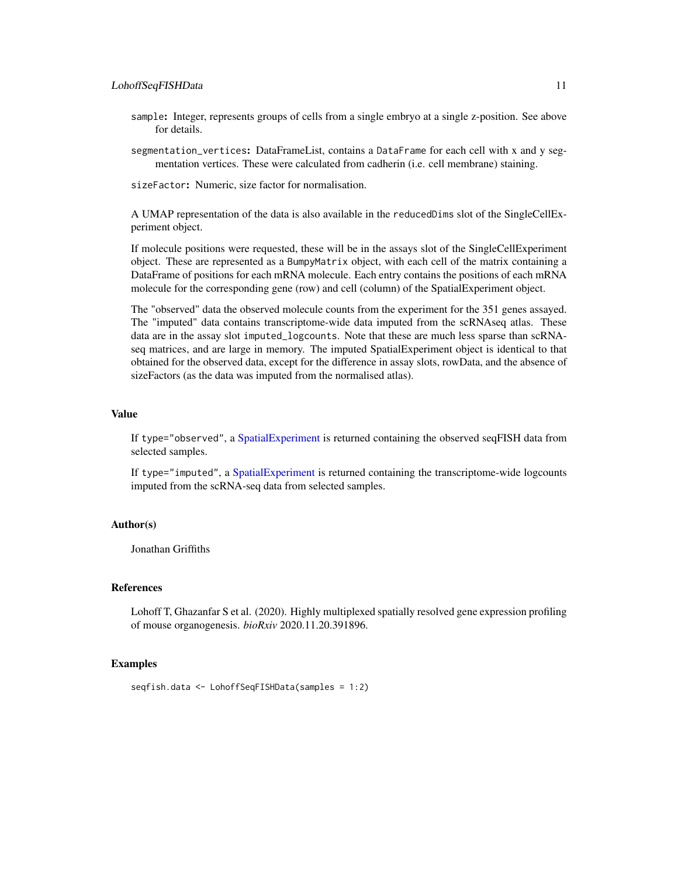- `sample`: Integer, represents groups of cells from a single embryo at a single z-position. See above for details.
- `segmentation_vertices`: DataFrameList, contains a `DataFrame` for each cell with x and y segmentation vertices. These were calculated from cadherin (i.e. cell membrane) staining.
- `sizeFactor`: Numeric, size factor for normalisation.

A UMAP representation of the data is also available in the `reducedDims` slot of the SingleCellExperiment object.

If molecule positions were requested, these will be in the assays slot of the SingleCellExperiment object. These are represented as a `BumpyMatrix` object, with each cell of the matrix containing a DataFrame of positions for each mRNA molecule. Each entry contains the positions of each mRNA molecule for the corresponding gene (row) and cell (column) of the SpatialExperiment object.

The "observed" data the observed molecule counts from the experiment for the 351 genes assayed. The "imputed" data contains transcriptome-wide data imputed from the scRNAseq atlas. These data are in the assay slot `imputed_logcounts`. Note that these are much less sparse than scRNA-seq matrices, and are large in memory. The imputed SpatialExperiment object is identical to that obtained for the observed data, except for the difference in assay slots, rowData, and the absence of sizeFactors (as the data was imputed from the normalised atlas).

## Value

If `type="observed"`, a SpatialExperiment is returned containing the observed seqFISH data from selected samples.

If `type="imputed"`, a SpatialExperiment is returned containing the transcriptome-wide logcounts imputed from the scRNA-seq data from selected samples.

## Author(s)

Jonathan Griffiths

## References

Lohoff T, Ghazanfar S et al. (2020). Highly multiplexed spatially resolved gene expression profiling of mouse organogenesis. *bioRxiv* 2020.11.20.391896.

## Examples

```
seqfish.data <- LohoffSeqFISHData(samples = 1:2)
```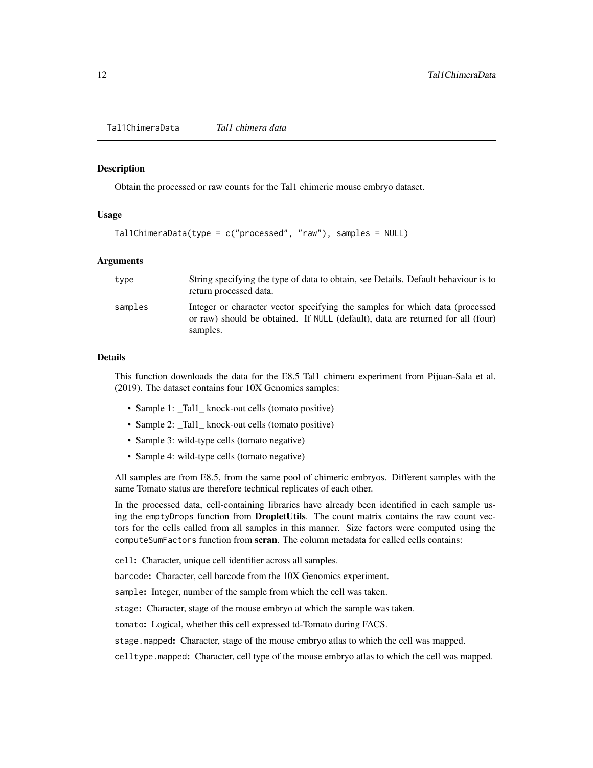Tal1ChimeraData *Tal1 chimera data*

## Description

Obtain the processed or raw counts for the Tal1 chimeric mouse embryo dataset.

## Usage

```
Tal1ChimeraData(type = c("processed", "raw"), samples = NULL)
```

## Arguments

| | |
|---|---|
| type | String specifying the type of data to obtain, see Details. Default behaviour is to return processed data. |
| samples | Integer or character vector specifying the samples for which data (processed or raw) should be obtained. If NULL (default), data are returned for all (four) samples. |

## Details

This function downloads the data for the E8.5 Tal1 chimera experiment from Pijuan-Sala et al. (2019). The dataset contains four 10X Genomics samples:

- Sample 1: _Tal1_ knock-out cells (tomato positive)
- Sample 2: _Tal1_ knock-out cells (tomato positive)
- Sample 3: wild-type cells (tomato negative)
- Sample 4: wild-type cells (tomato negative)

All samples are from E8.5, from the same pool of chimeric embryos. Different samples with the same Tomato status are therefore technical replicates of each other.

In the processed data, cell-containing libraries have already been identified in each sample using the emptyDrops function from **DropletUtils**. The count matrix contains the raw count vectors for the cells called from all samples in this manner. Size factors were computed using the computeSumFactors function from **scran**. The column metadata for called cells contains:

**cell:** Character, unique cell identifier across all samples.

**barcode:** Character, cell barcode from the 10X Genomics experiment.

**sample:** Integer, number of the sample from which the cell was taken.

**stage:** Character, stage of the mouse embryo at which the sample was taken.

**tomato:** Logical, whether this cell expressed td-Tomato during FACS.

**stage.mapped:** Character, stage of the mouse embryo atlas to which the cell was mapped.

**celltype.mapped:** Character, cell type of the mouse embryo atlas to which the cell was mapped.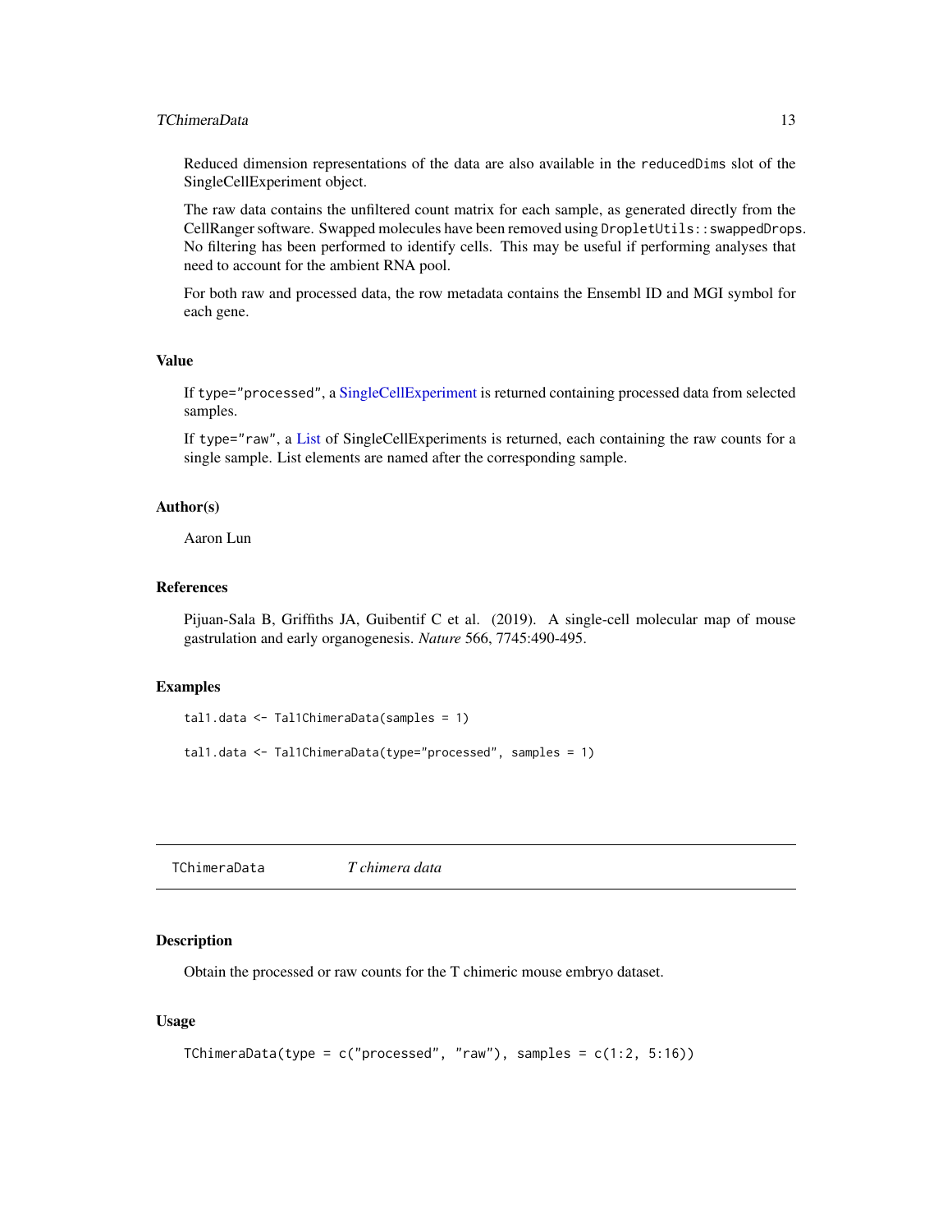Reduced dimension representations of the data are also available in the `reducedDims` slot of the SingleCellExperiment object.

The raw data contains the unfiltered count matrix for each sample, as generated directly from the CellRanger software. Swapped molecules have been removed using `DropletUtils::swappedDrops`. No filtering has been performed to identify cells. This may be useful if performing analyses that need to account for the ambient RNA pool.

For both raw and processed data, the row metadata contains the Ensembl ID and MGI symbol for each gene.

### Value

If `type="processed"`, a SingleCellExperiment is returned containing processed data from selected samples.

If `type="raw"`, a List of SingleCellExperiments is returned, each containing the raw counts for a single sample. List elements are named after the corresponding sample.

### Author(s)

Aaron Lun

### References

Pijuan-Sala B, Griffiths JA, Guibentif C et al. (2019). A single-cell molecular map of mouse gastrulation and early organogenesis. *Nature* 566, 7745:490-495.

### Examples

```
tal1.data <- Tal1ChimeraData(samples = 1)

tal1.data <- Tal1ChimeraData(type="processed", samples = 1)
```

---

## TChimeraData *T chimera data*

---

### Description

Obtain the processed or raw counts for the T chimeric mouse embryo dataset.

### Usage

```
TChimeraData(type = c("processed", "raw"), samples = c(1:2, 5:16))
```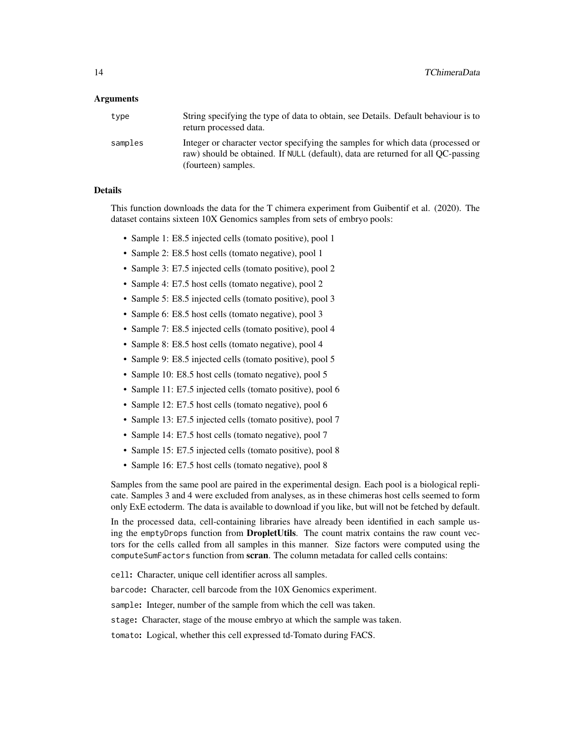## Arguments

- `type` — String specifying the type of data to obtain, see Details. Default behaviour is to return processed data.
- `samples` — Integer or character vector specifying the samples for which data (processed or raw) should be obtained. If `NULL` (default), data are returned for all QC-passing (fourteen) samples.

## Details

This function downloads the data for the T chimera experiment from Guibentif et al. (2020). The dataset contains sixteen 10X Genomics samples from sets of embryo pools:

- Sample 1: E8.5 injected cells (tomato positive), pool 1
- Sample 2: E8.5 host cells (tomato negative), pool 1
- Sample 3: E7.5 injected cells (tomato positive), pool 2
- Sample 4: E7.5 host cells (tomato negative), pool 2
- Sample 5: E8.5 injected cells (tomato positive), pool 3
- Sample 6: E8.5 host cells (tomato negative), pool 3
- Sample 7: E8.5 injected cells (tomato positive), pool 4
- Sample 8: E8.5 host cells (tomato negative), pool 4
- Sample 9: E8.5 injected cells (tomato positive), pool 5
- Sample 10: E8.5 host cells (tomato negative), pool 5
- Sample 11: E7.5 injected cells (tomato positive), pool 6
- Sample 12: E7.5 host cells (tomato negative), pool 6
- Sample 13: E7.5 injected cells (tomato positive), pool 7
- Sample 14: E7.5 host cells (tomato negative), pool 7
- Sample 15: E7.5 injected cells (tomato positive), pool 8
- Sample 16: E7.5 host cells (tomato negative), pool 8

Samples from the same pool are paired in the experimental design. Each pool is a biological replicate. Samples 3 and 4 were excluded from analyses, as in these chimeras host cells seemed to form only ExE ectoderm. The data is available to download if you like, but will not be fetched by default.

In the processed data, cell-containing libraries have already been identified in each sample using the `emptyDrops` function from **DropletUtils**. The count matrix contains the raw count vectors for the cells called from all samples in this manner. Size factors were computed using the `computeSumFactors` function from **scran**. The column metadata for called cells contains:

`cell`**:** Character, unique cell identifier across all samples.

`barcode`**:** Character, cell barcode from the 10X Genomics experiment.

`sample`**:** Integer, number of the sample from which the cell was taken.

`stage`**:** Character, stage of the mouse embryo at which the sample was taken.

`tomato`**:** Logical, whether this cell expressed td-Tomato during FACS.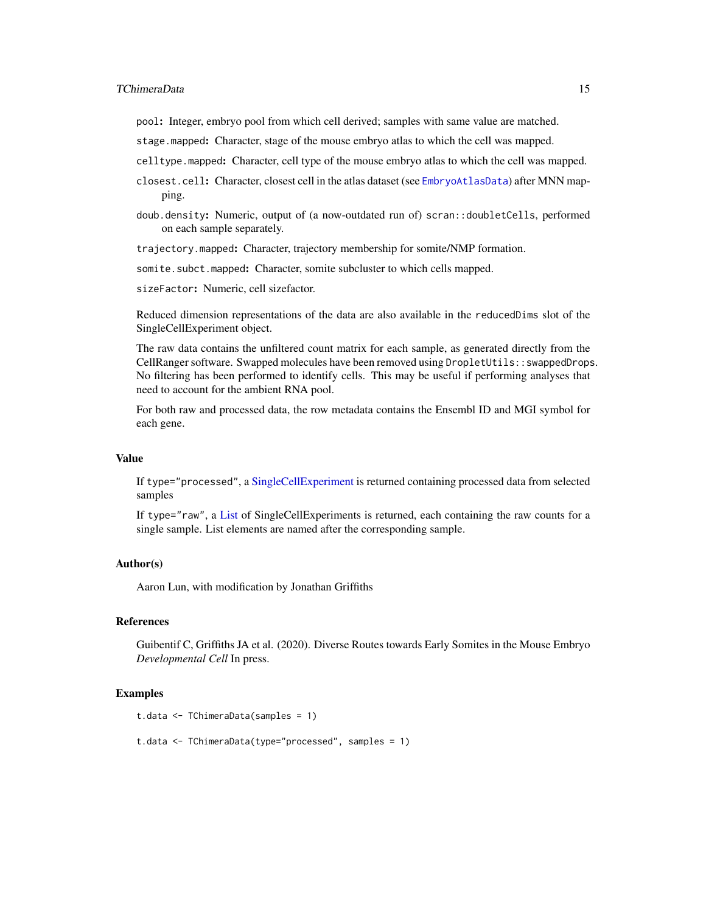`pool`**:** Integer, embryo pool from which cell derived; samples with same value are matched.

`stage.mapped`**:** Character, stage of the mouse embryo atlas to which the cell was mapped.

`celltype.mapped`**:** Character, cell type of the mouse embryo atlas to which the cell was mapped.

`closest.cell`**:** Character, closest cell in the atlas dataset (see `EmbryoAtlasData`) after MNN mapping.

`doub.density`**:** Numeric, output of (a now-outdated run of) `scran::doubletCells`, performed on each sample separately.

`trajectory.mapped`**:** Character, trajectory membership for somite/NMP formation.

`somite.subct.mapped`**:** Character, somite subcluster to which cells mapped.

`sizeFactor`**:** Numeric, cell sizefactor.

Reduced dimension representations of the data are also available in the `reducedDims` slot of the SingleCellExperiment object.

The raw data contains the unfiltered count matrix for each sample, as generated directly from the CellRanger software. Swapped molecules have been removed using `DropletUtils::swappedDrops`. No filtering has been performed to identify cells. This may be useful if performing analyses that need to account for the ambient RNA pool.

For both raw and processed data, the row metadata contains the Ensembl ID and MGI symbol for each gene.

## Value

If `type="processed"`, a SingleCellExperiment is returned containing processed data from selected samples

If `type="raw"`, a List of SingleCellExperiments is returned, each containing the raw counts for a single sample. List elements are named after the corresponding sample.

## Author(s)

Aaron Lun, with modification by Jonathan Griffiths

## References

Guibentif C, Griffiths JA et al. (2020). Diverse Routes towards Early Somites in the Mouse Embryo *Developmental Cell* In press.

## Examples

```
t.data <- TChimeraData(samples = 1)

t.data <- TChimeraData(type="processed", samples = 1)
```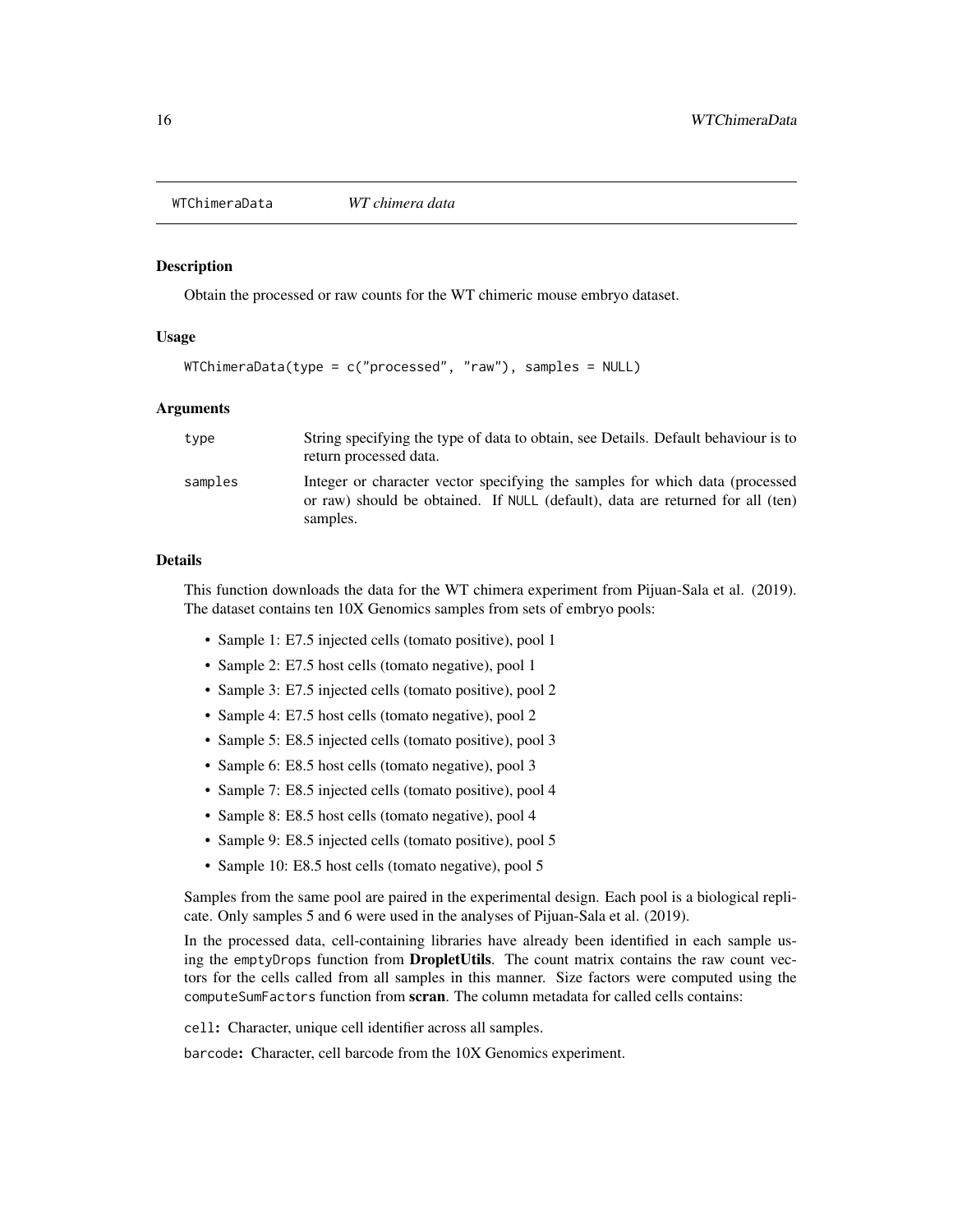WTChimeraData *WT chimera data*

## Description

Obtain the processed or raw counts for the WT chimeric mouse embryo dataset.

## Usage

```
WTChimeraData(type = c("processed", "raw"), samples = NULL)
```

## Arguments

| | |
|---|---|
| type | String specifying the type of data to obtain, see Details. Default behaviour is to return processed data. |
| samples | Integer or character vector specifying the samples for which data (processed or raw) should be obtained. If NULL (default), data are returned for all (ten) samples. |

## Details

This function downloads the data for the WT chimera experiment from Pijuan-Sala et al. (2019). The dataset contains ten 10X Genomics samples from sets of embryo pools:

- Sample 1: E7.5 injected cells (tomato positive), pool 1
- Sample 2: E7.5 host cells (tomato negative), pool 1
- Sample 3: E7.5 injected cells (tomato positive), pool 2
- Sample 4: E7.5 host cells (tomato negative), pool 2
- Sample 5: E8.5 injected cells (tomato positive), pool 3
- Sample 6: E8.5 host cells (tomato negative), pool 3
- Sample 7: E8.5 injected cells (tomato positive), pool 4
- Sample 8: E8.5 host cells (tomato negative), pool 4
- Sample 9: E8.5 injected cells (tomato positive), pool 5
- Sample 10: E8.5 host cells (tomato negative), pool 5

Samples from the same pool are paired in the experimental design. Each pool is a biological replicate. Only samples 5 and 6 were used in the analyses of Pijuan-Sala et al. (2019).

In the processed data, cell-containing libraries have already been identified in each sample using the emptyDrops function from **DropletUtils**. The count matrix contains the raw count vectors for the cells called from all samples in this manner. Size factors were computed using the computeSumFactors function from **scran**. The column metadata for called cells contains:

**cell:** Character, unique cell identifier across all samples.

**barcode:** Character, cell barcode from the 10X Genomics experiment.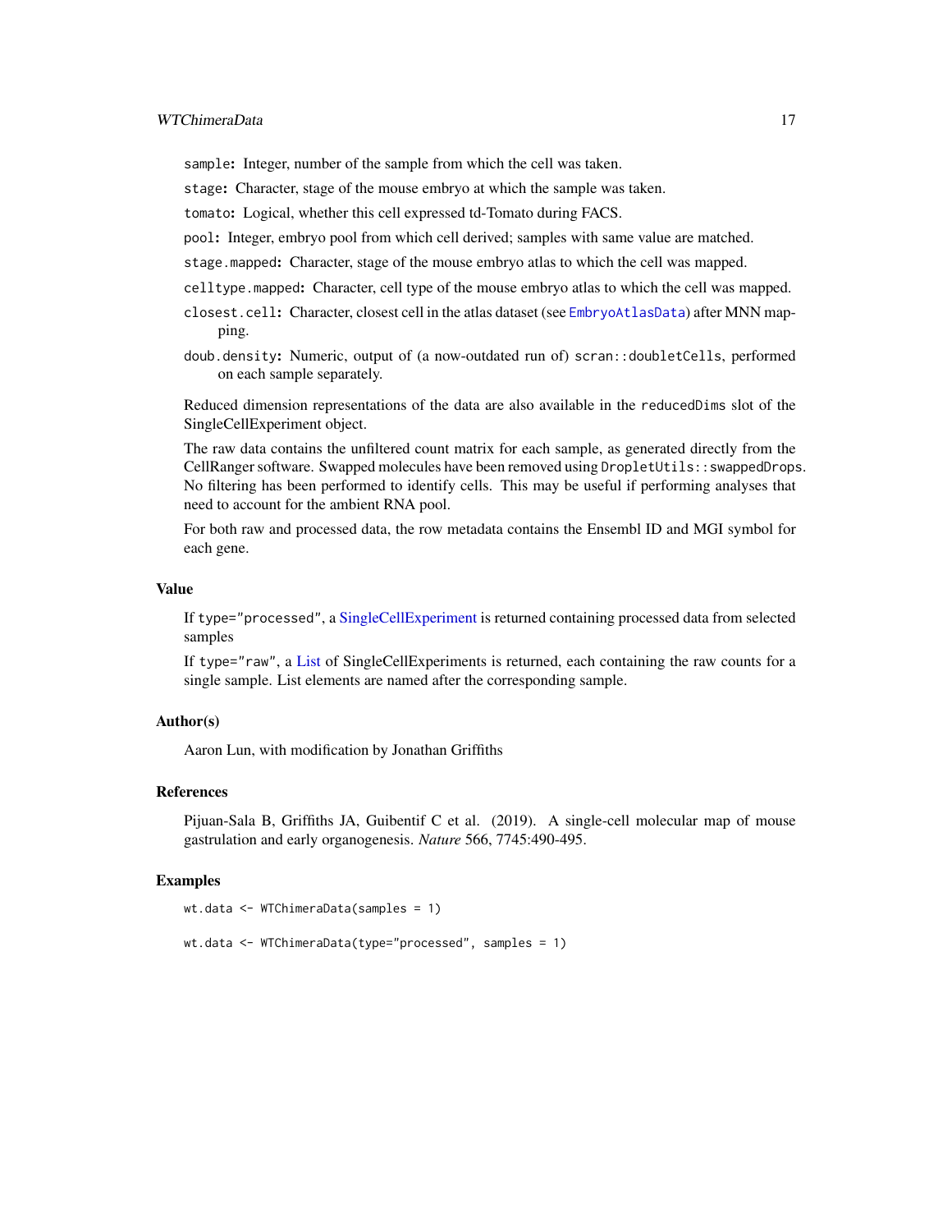- `sample`: Integer, number of the sample from which the cell was taken.
- `stage`: Character, stage of the mouse embryo at which the sample was taken.
- `tomato`: Logical, whether this cell expressed td-Tomato during FACS.
- `pool`: Integer, embryo pool from which cell derived; samples with same value are matched.
- `stage.mapped`: Character, stage of the mouse embryo atlas to which the cell was mapped.
- `celltype.mapped`: Character, cell type of the mouse embryo atlas to which the cell was mapped.
- `closest.cell`: Character, closest cell in the atlas dataset (see `EmbryoAtlasData`) after MNN mapping.
- `doub.density`: Numeric, output of (a now-outdated run of) `scran::doubletCells`, performed on each sample separately.

Reduced dimension representations of the data are also available in the `reducedDims` slot of the SingleCellExperiment object.

The raw data contains the unfiltered count matrix for each sample, as generated directly from the CellRanger software. Swapped molecules have been removed using `DropletUtils::swappedDrops`. No filtering has been performed to identify cells. This may be useful if performing analyses that need to account for the ambient RNA pool.

For both raw and processed data, the row metadata contains the Ensembl ID and MGI symbol for each gene.

### Value

If `type="processed"`, a SingleCellExperiment is returned containing processed data from selected samples

If `type="raw"`, a List of SingleCellExperiments is returned, each containing the raw counts for a single sample. List elements are named after the corresponding sample.

### Author(s)

Aaron Lun, with modification by Jonathan Griffiths

### References

Pijuan-Sala B, Griffiths JA, Guibentif C et al. (2019). A single-cell molecular map of mouse gastrulation and early organogenesis. *Nature* 566, 7745:490-495.

### Examples

```
wt.data <- WTChimeraData(samples = 1)

wt.data <- WTChimeraData(type="processed", samples = 1)
```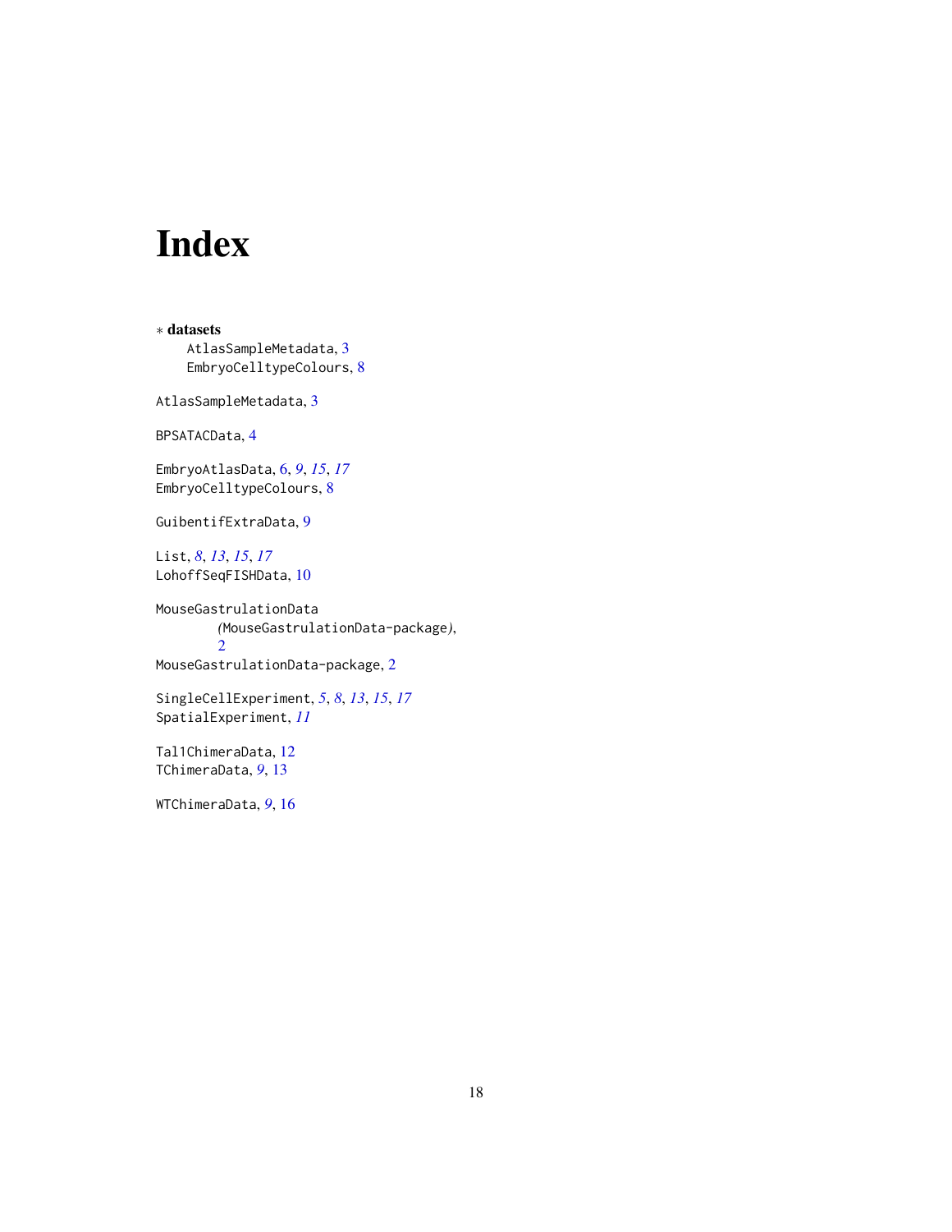# Index

∗ **datasets**
  AtlasSampleMetadata, 3
  EmbryoCelltypeColours, 8

AtlasSampleMetadata, 3

BPSATACData, 4

EmbryoAtlasData, 6, *9*, *15*, *17*
EmbryoCelltypeColours, 8

GuibentifExtraData, 9

List, *8*, *13*, *15*, *17*
LohoffSeqFISHData, 10

MouseGastrulationData
    *(*MouseGastrulationData-package*)*,
    2
MouseGastrulationData-package, 2

SingleCellExperiment, *5*, *8*, *13*, *15*, *17*
SpatialExperiment, *11*

Tal1ChimeraData, 12
TChimeraData, *9*, 13

WTChimeraData, *9*, 16